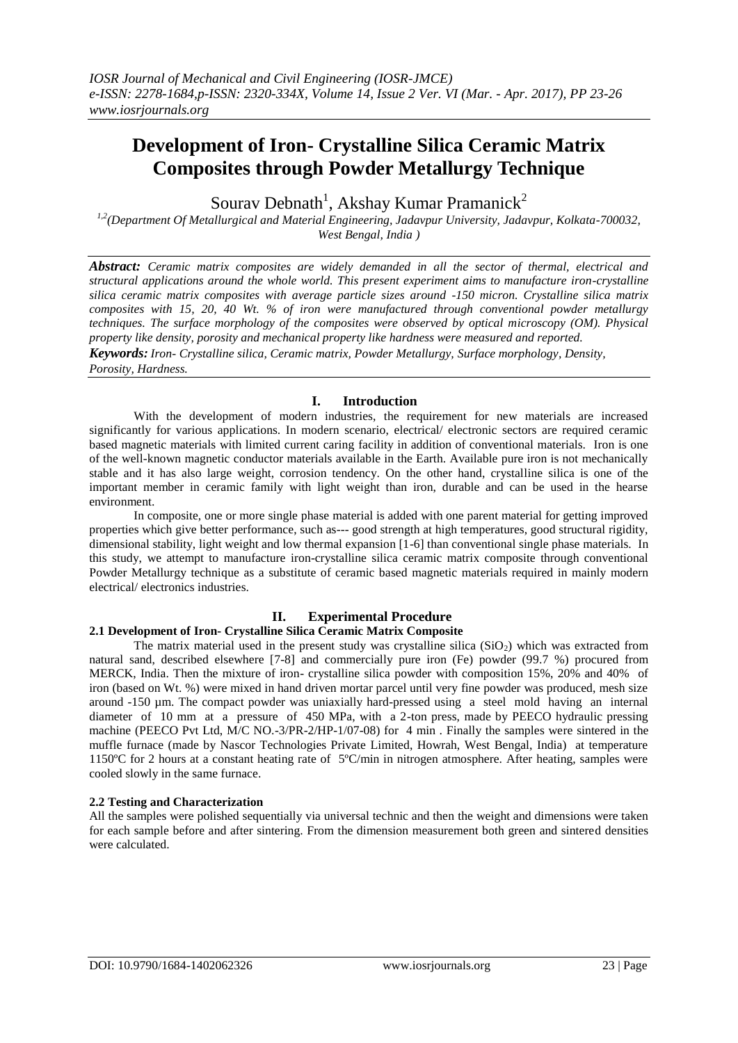# Development of Iron- Crystalline Silica Ceramic Matrix Composites through Powder Metallurgy Technique

Sourav Debnath[1], Akshay Kumar Pramanick[2]

[1,2](Department Of Metallurgical and Material Engineering, Jadavpur University, Jadavpur, Kolkata-700032, West Bengal, India )

***Abstract:*** *Ceramic matrix composites are widely demanded in all the sector of thermal, electrical and structural applications around the whole world. This present experiment aims to manufacture iron-crystalline silica ceramic matrix composites with average particle sizes around -150 micron. Crystalline silica matrix composites with 15, 20, 40 Wt. % of iron were manufactured through conventional powder metallurgy techniques. The surface morphology of the composites were observed by optical microscopy (OM). Physical property like density, porosity and mechanical property like hardness were measured and reported.*

***Keywords:*** *Iron- Crystalline silica, Ceramic matrix, Powder Metallurgy, Surface morphology, Density, Porosity, Hardness.*

## I. Introduction

With the development of modern industries, the requirement for new materials are increased significantly for various applications. In modern scenario, electrical/ electronic sectors are required ceramic based magnetic materials with limited current caring facility in addition of conventional materials. Iron is one of the well-known magnetic conductor materials available in the Earth. Available pure iron is not mechanically stable and it has also large weight, corrosion tendency. On the other hand, crystalline silica is one of the important member in ceramic family with light weight than iron, durable and can be used in the hearse environment.

In composite, one or more single phase material is added with one parent material for getting improved properties which give better performance, such as--- good strength at high temperatures, good structural rigidity, dimensional stability, light weight and low thermal expansion [1-6] than conventional single phase materials. In this study, we attempt to manufacture iron-crystalline silica ceramic matrix composite through conventional Powder Metallurgy technique as a substitute of ceramic based magnetic materials required in mainly modern electrical/ electronics industries.

## II. Experimental Procedure

### 2.1 Development of Iron- Crystalline Silica Ceramic Matrix Composite

The matrix material used in the present study was crystalline silica ($SiO_2$) which was extracted from natural sand, described elsewhere [7-8] and commercially pure iron (Fe) powder (99.7 %) procured from MERCK, India. Then the mixture of iron- crystalline silica powder with composition 15%, 20% and 40% of iron (based on Wt. %) were mixed in hand driven mortar parcel until very fine powder was produced, mesh size around -150 µm. The compact powder was uniaxially hard-pressed using a steel mold having an internal diameter of 10 mm at a pressure of 450 MPa, with a 2-ton press, made by PEECO hydraulic pressing machine (PEECO Pvt Ltd, M/C NO.-3/PR-2/HP-1/07-08) for 4 min . Finally the samples were sintered in the muffle furnace (made by Nascor Technologies Private Limited, Howrah, West Bengal, India) at temperature 1150ºC for 2 hours at a constant heating rate of 5ºC/min in nitrogen atmosphere. After heating, samples were cooled slowly in the same furnace.

### 2.2 Testing and Characterization

All the samples were polished sequentially via universal technic and then the weight and dimensions were taken for each sample before and after sintering. From the dimension measurement both green and sintered densities were calculated.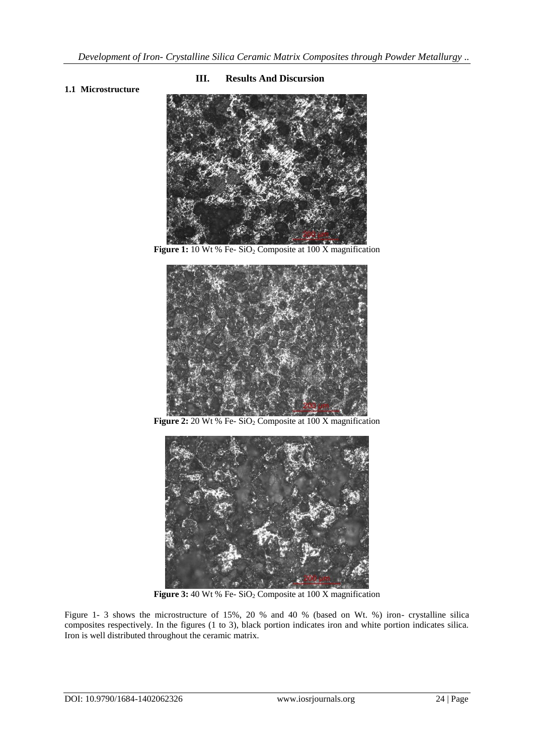## III. Results And Discursion

### 1.1 Microstructure

**Figure 1:** 10 Wt % Fe- $SiO_2$ Composite at 100 X magnification

**Figure 2:** 20 Wt % Fe- $SiO_2$ Composite at 100 X magnification

**Figure 3:** 40 Wt % Fe- $SiO_2$ Composite at 100 X magnification

Figure 1- 3 shows the microstructure of 15%, 20 % and 40 % (based on Wt. %) iron- crystalline silica composites respectively. In the figures (1 to 3), black portion indicates iron and white portion indicates silica. Iron is well distributed throughout the ceramic matrix.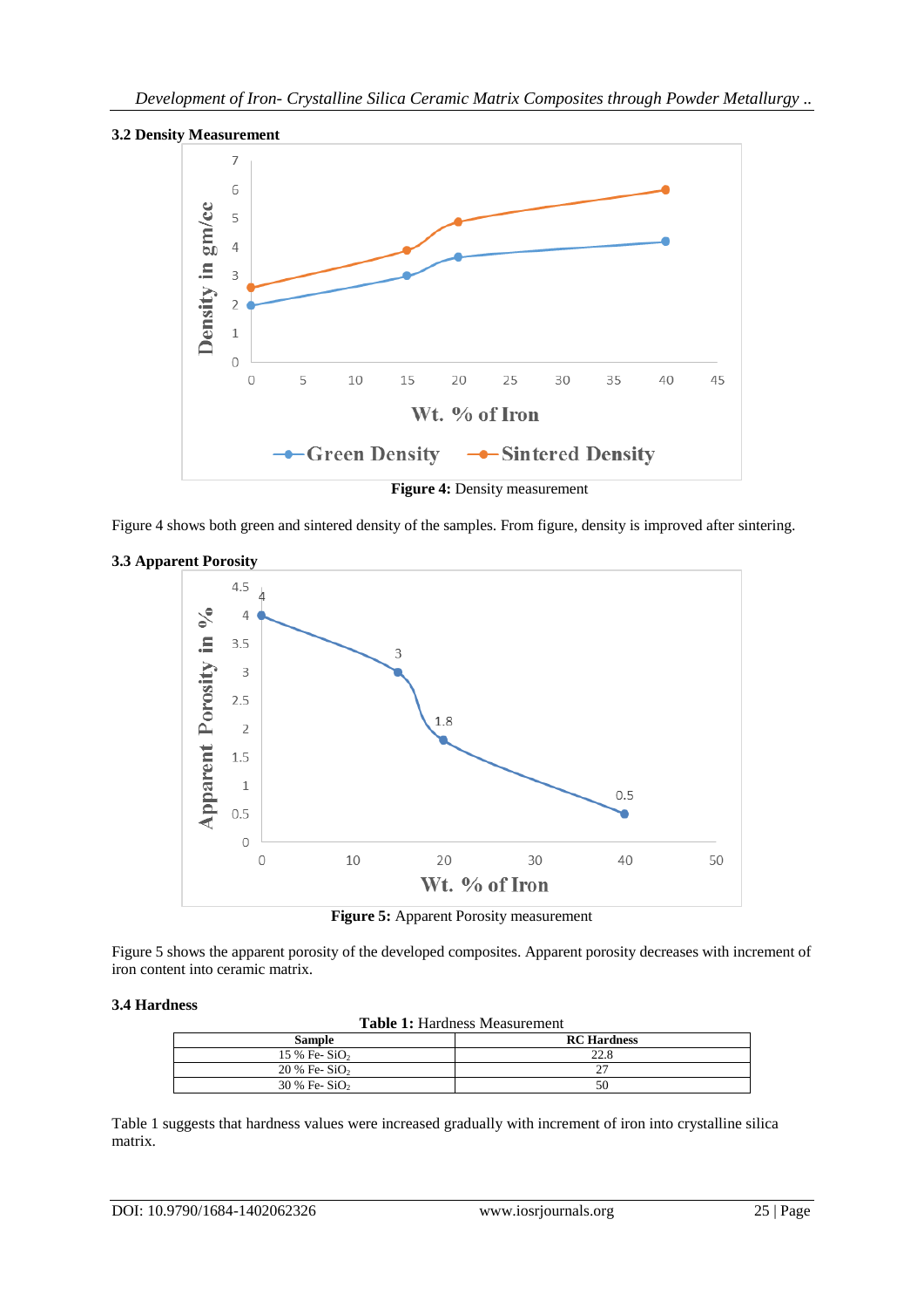### 3.2 Density Measurement

**Figure 4:** Density measurement

Figure 4 shows both green and sintered density of the samples. From figure, density is improved after sintering.

### 3.3 Apparent Porosity

**Figure 5:** Apparent Porosity measurement

Figure 5 shows the apparent porosity of the developed composites. Apparent porosity decreases with increment of iron content into ceramic matrix.

### 3.4 Hardness

**Table 1:** Hardness Measurement

| Sample | RC Hardness |
|---|---|
| 15 % Fe- $SiO_2$ | 22.8 |
| 20 % Fe- $SiO_2$ | 27 |
| 30 % Fe- $SiO_2$ | 50 |

Table 1 suggests that hardness values were increased gradually with increment of iron into crystalline silica matrix.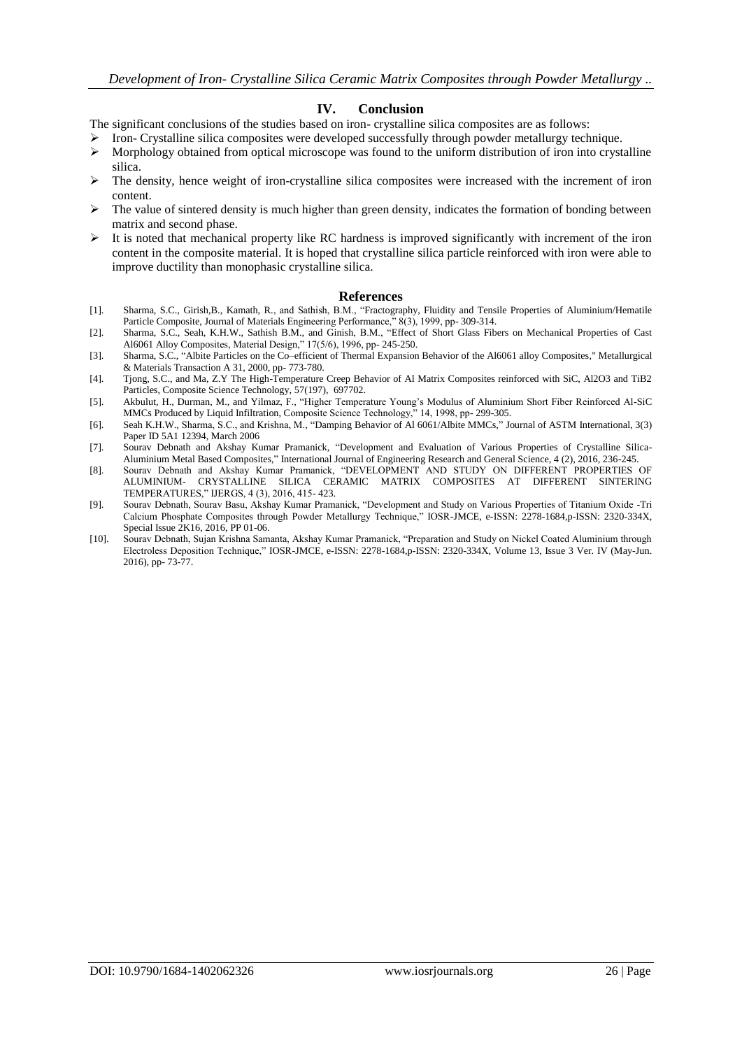## IV. Conclusion

The significant conclusions of the studies based on iron- crystalline silica composites are as follows:

- Iron- Crystalline silica composites were developed successfully through powder metallurgy technique.
- Morphology obtained from optical microscope was found to the uniform distribution of iron into crystalline silica.
- The density, hence weight of iron-crystalline silica composites were increased with the increment of iron content.
- The value of sintered density is much higher than green density, indicates the formation of bonding between matrix and second phase.
- It is noted that mechanical property like RC hardness is improved significantly with increment of the iron content in the composite material. It is hoped that crystalline silica particle reinforced with iron were able to improve ductility than monophasic crystalline silica.

## References

[1]. Sharma, S.C., Girish,B., Kamath, R., and Sathish, B.M., "Fractography, Fluidity and Tensile Properties of Aluminium/Hematile Particle Composite, Journal of Materials Engineering Performance," 8(3), 1999, pp- 309-314.

[2]. Sharma, S.C., Seah, K.H.W., Sathish B.M., and Ginish, B.M., "Effect of Short Glass Fibers on Mechanical Properties of Cast Al6061 Alloy Composites, Material Design," 17(5/6), 1996, pp- 245-250.

[3]. Sharma, S.C., "Albite Particles on the Co–efficient of Thermal Expansion Behavior of the Al6061 alloy Composites," Metallurgical & Materials Transaction A 31, 2000, pp- 773-780.

[4]. Tjong, S.C., and Ma, Z.Y The High-Temperature Creep Behavior of Al Matrix Composites reinforced with SiC, Al2O3 and TiB2 Particles, Composite Science Technology, 57(197), 697702.

[5]. Akbulut, H., Durman, M., and Yilmaz, F., "Higher Temperature Young's Modulus of Aluminium Short Fiber Reinforced Al-SiC MMCs Produced by Liquid Infiltration, Composite Science Technology," 14, 1998, pp- 299-305.

[6]. Seah K.H.W., Sharma, S.C., and Krishna, M., "Damping Behavior of Al 6061/Albite MMCs," Journal of ASTM International, 3(3) Paper ID 5A1 12394, March 2006

[7]. Sourav Debnath and Akshay Kumar Pramanick, "Development and Evaluation of Various Properties of Crystalline Silica-Aluminium Metal Based Composites," International Journal of Engineering Research and General Science, 4 (2), 2016, 236-245.

[8]. Sourav Debnath and Akshay Kumar Pramanick, "DEVELOPMENT AND STUDY ON DIFFERENT PROPERTIES OF ALUMINIUM- CRYSTALLINE SILICA CERAMIC MATRIX COMPOSITES AT DIFFERENT SINTERING TEMPERATURES," IJERGS, 4 (3), 2016, 415- 423.

[9]. Sourav Debnath, Sourav Basu, Akshay Kumar Pramanick, "Development and Study on Various Properties of Titanium Oxide -Tri Calcium Phosphate Composites through Powder Metallurgy Technique," IOSR-JMCE, e-ISSN: 2278-1684,p-ISSN: 2320-334X, Special Issue 2K16, 2016, PP 01-06.

[10]. Sourav Debnath, Sujan Krishna Samanta, Akshay Kumar Pramanick, "Preparation and Study on Nickel Coated Aluminium through Electroless Deposition Technique," IOSR-JMCE, e-ISSN: 2278-1684,p-ISSN: 2320-334X, Volume 13, Issue 3 Ver. IV (May-Jun. 2016), pp- 73-77.